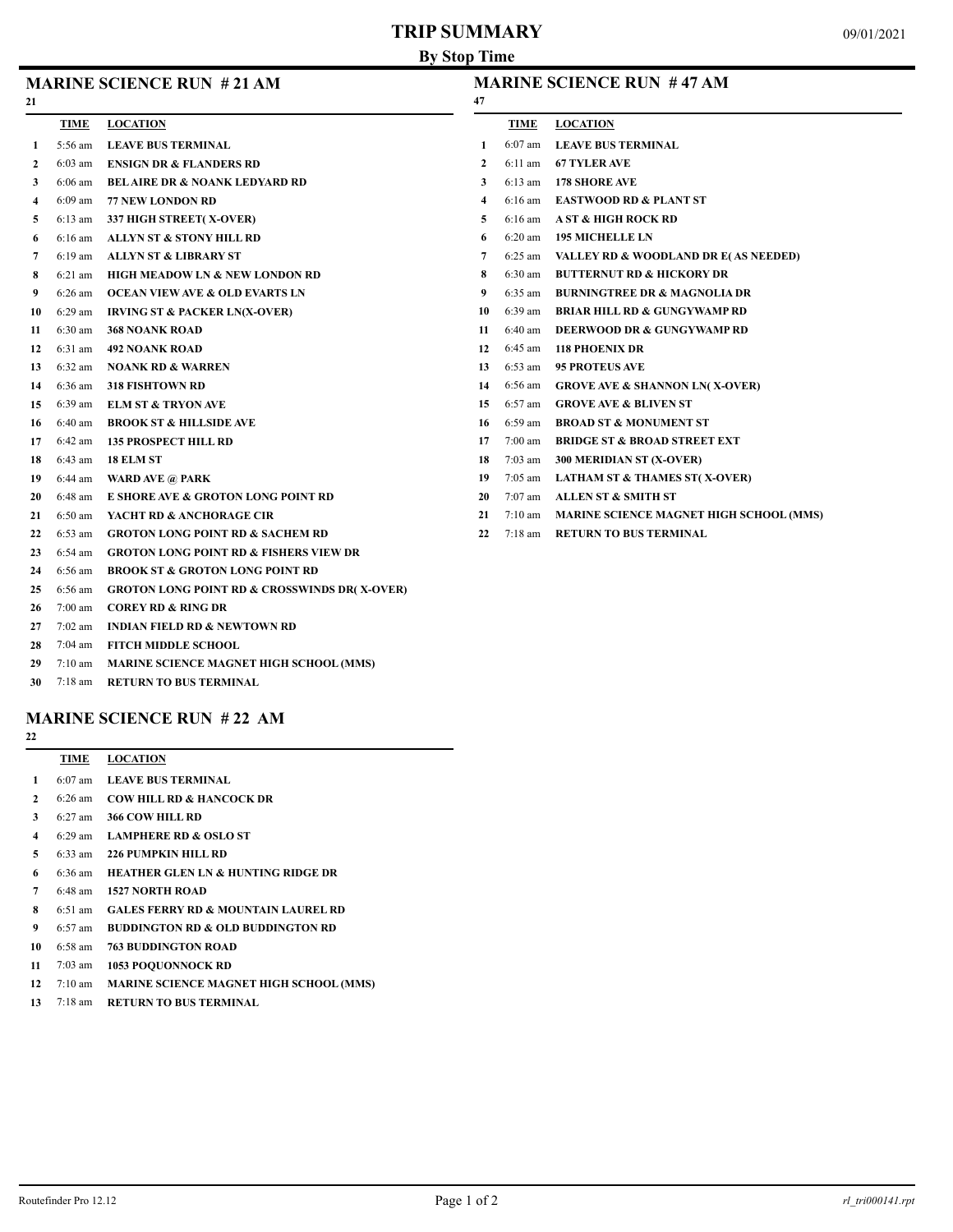# TRIP SUMMARY

**By Stop Time**

09/01/2021

## MARINE SCIENCE RUN # 21 AM

21

| | TIME | LOCATION |
|---|---|---|
| 1 | 5:56 am | LEAVE BUS TERMINAL |
| 2 | 6:03 am | ENSIGN DR & FLANDERS RD |
| 3 | 6:06 am | BEL AIRE DR & NOANK LEDYARD RD |
| 4 | 6:09 am | 77 NEW LONDON RD |
| 5 | 6:13 am | 337 HIGH STREET( X-OVER) |
| 6 | 6:16 am | ALLYN ST & STONY HILL RD |
| 7 | 6:19 am | ALLYN ST & LIBRARY ST |
| 8 | 6:21 am | HIGH MEADOW LN & NEW LONDON RD |
| 9 | 6:26 am | OCEAN VIEW AVE & OLD EVARTS LN |
| 10 | 6:29 am | IRVING ST & PACKER LN(X-OVER) |
| 11 | 6:30 am | 368 NOANK ROAD |
| 12 | 6:31 am | 492 NOANK ROAD |
| 13 | 6:32 am | NOANK RD & WARREN |
| 14 | 6:36 am | 318 FISHTOWN RD |
| 15 | 6:39 am | ELM ST & TRYON AVE |
| 16 | 6:40 am | BROOK ST & HILLSIDE AVE |
| 17 | 6:42 am | 135 PROSPECT HILL RD |
| 18 | 6:43 am | 18 ELM ST |
| 19 | 6:44 am | WARD AVE @ PARK |
| 20 | 6:48 am | E SHORE AVE & GROTON LONG POINT RD |
| 21 | 6:50 am | YACHT RD & ANCHORAGE CIR |
| 22 | 6:53 am | GROTON LONG POINT RD & SACHEM RD |
| 23 | 6:54 am | GROTON LONG POINT RD & FISHERS VIEW DR |
| 24 | 6:56 am | BROOK ST & GROTON LONG POINT RD |
| 25 | 6:56 am | GROTON LONG POINT RD & CROSSWINDS DR( X-OVER) |
| 26 | 7:00 am | COREY RD & RING DR |
| 27 | 7:02 am | INDIAN FIELD RD & NEWTOWN RD |
| 28 | 7:04 am | FITCH MIDDLE SCHOOL |
| 29 | 7:10 am | MARINE SCIENCE MAGNET HIGH SCHOOL (MMS) |
| 30 | 7:18 am | RETURN TO BUS TERMINAL |

## MARINE SCIENCE RUN # 22 AM

22

| | TIME | LOCATION |
|---|---|---|
| 1 | 6:07 am | LEAVE BUS TERMINAL |
| 2 | 6:26 am | COW HILL RD & HANCOCK DR |
| 3 | 6:27 am | 366 COW HILL RD |
| 4 | 6:29 am | LAMPHERE RD & OSLO ST |
| 5 | 6:33 am | 226 PUMPKIN HILL RD |
| 6 | 6:36 am | HEATHER GLEN LN & HUNTING RIDGE DR |
| 7 | 6:48 am | 1527 NORTH ROAD |
| 8 | 6:51 am | GALES FERRY RD & MOUNTAIN LAUREL RD |
| 9 | 6:57 am | BUDDINGTON RD & OLD BUDDINGTON RD |
| 10 | 6:58 am | 763 BUDDINGTON ROAD |
| 11 | 7:03 am | 1053 POQUONNOCK RD |
| 12 | 7:10 am | MARINE SCIENCE MAGNET HIGH SCHOOL (MMS) |
| 13 | 7:18 am | RETURN TO BUS TERMINAL |

## MARINE SCIENCE RUN # 47 AM

47

| | TIME | LOCATION |
|---|---|---|
| 1 | 6:07 am | LEAVE BUS TERMINAL |
| 2 | 6:11 am | 67 TYLER AVE |
| 3 | 6:13 am | 178 SHORE AVE |
| 4 | 6:16 am | EASTWOOD RD & PLANT ST |
| 5 | 6:16 am | A ST & HIGH ROCK RD |
| 6 | 6:20 am | 195 MICHELLE LN |
| 7 | 6:25 am | VALLEY RD & WOODLAND DR E( AS NEEDED) |
| 8 | 6:30 am | BUTTERNUT RD & HICKORY DR |
| 9 | 6:35 am | BURNINGTREE DR & MAGNOLIA DR |
| 10 | 6:39 am | BRIAR HILL RD & GUNGYWAMP RD |
| 11 | 6:40 am | DEERWOOD DR & GUNGYWAMP RD |
| 12 | 6:45 am | 118 PHOENIX DR |
| 13 | 6:53 am | 95 PROTEUS AVE |
| 14 | 6:56 am | GROVE AVE & SHANNON LN( X-OVER) |
| 15 | 6:57 am | GROVE AVE & BLIVEN ST |
| 16 | 6:59 am | BROAD ST & MONUMENT ST |
| 17 | 7:00 am | BRIDGE ST & BROAD STREET EXT |
| 18 | 7:03 am | 300 MERIDIAN ST (X-OVER) |
| 19 | 7:05 am | LATHAM ST & THAMES ST( X-OVER) |
| 20 | 7:07 am | ALLEN ST & SMITH ST |
| 21 | 7:10 am | MARINE SCIENCE MAGNET HIGH SCHOOL (MMS) |
| 22 | 7:18 am | RETURN TO BUS TERMINAL |

Routefinder Pro 12.12 — rl_tri000141.rpt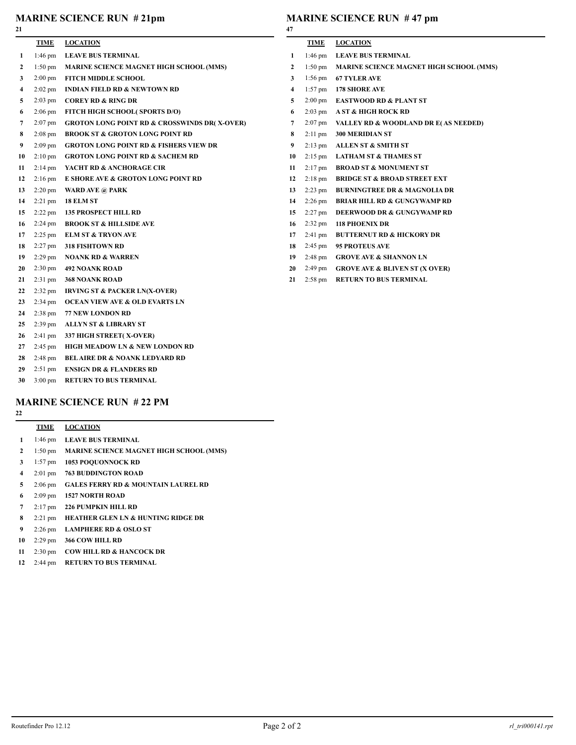## MARINE SCIENCE RUN # 21pm

21

| | TIME | LOCATION |
|---|---|---|
| 1 | 1:46 pm | LEAVE BUS TERMINAL |
| 2 | 1:50 pm | MARINE SCIENCE MAGNET HIGH SCHOOL (MMS) |
| 3 | 2:00 pm | FITCH MIDDLE SCHOOL |
| 4 | 2:02 pm | INDIAN FIELD RD & NEWTOWN RD |
| 5 | 2:03 pm | COREY RD & RING DR |
| 6 | 2:06 pm | FITCH HIGH SCHOOL( SPORTS D/O) |
| 7 | 2:07 pm | GROTON LONG POINT RD & CROSSWINDS DR( X-OVER) |
| 8 | 2:08 pm | BROOK ST & GROTON LONG POINT RD |
| 9 | 2:09 pm | GROTON LONG POINT RD & FISHERS VIEW DR |
| 10 | 2:10 pm | GROTON LONG POINT RD & SACHEM RD |
| 11 | 2:14 pm | YACHT RD & ANCHORAGE CIR |
| 12 | 2:16 pm | E SHORE AVE & GROTON LONG POINT RD |
| 13 | 2:20 pm | WARD AVE @ PARK |
| 14 | 2:21 pm | 18 ELM ST |
| 15 | 2:22 pm | 135 PROSPECT HILL RD |
| 16 | 2:24 pm | BROOK ST & HILLSIDE AVE |
| 17 | 2:25 pm | ELM ST & TRYON AVE |
| 18 | 2:27 pm | 318 FISHTOWN RD |
| 19 | 2:29 pm | NOANK RD & WARREN |
| 20 | 2:30 pm | 492 NOANK ROAD |
| 21 | 2:31 pm | 368 NOANK ROAD |
| 22 | 2:32 pm | IRVING ST & PACKER LN(X-OVER) |
| 23 | 2:34 pm | OCEAN VIEW AVE & OLD EVARTS LN |
| 24 | 2:38 pm | 77 NEW LONDON RD |
| 25 | 2:39 pm | ALLYN ST & LIBRARY ST |
| 26 | 2:41 pm | 337 HIGH STREET( X-OVER) |
| 27 | 2:45 pm | HIGH MEADOW LN & NEW LONDON RD |
| 28 | 2:48 pm | BEL AIRE DR & NOANK LEDYARD RD |
| 29 | 2:51 pm | ENSIGN DR & FLANDERS RD |
| 30 | 3:00 pm | RETURN TO BUS TERMINAL |

## MARINE SCIENCE RUN # 22 PM

22

| | TIME | LOCATION |
|---|---|---|
| 1 | 1:46 pm | LEAVE BUS TERMINAL |
| 2 | 1:50 pm | MARINE SCIENCE MAGNET HIGH SCHOOL (MMS) |
| 3 | 1:57 pm | 1053 POQUONNOCK RD |
| 4 | 2:01 pm | 763 BUDDINGTON ROAD |
| 5 | 2:06 pm | GALES FERRY RD & MOUNTAIN LAUREL RD |
| 6 | 2:09 pm | 1527 NORTH ROAD |
| 7 | 2:17 pm | 226 PUMPKIN HILL RD |
| 8 | 2:21 pm | HEATHER GLEN LN & HUNTING RIDGE DR |
| 9 | 2:26 pm | LAMPHERE RD & OSLO ST |
| 10 | 2:29 pm | 366 COW HILL RD |
| 11 | 2:30 pm | COW HILL RD & HANCOCK DR |
| 12 | 2:44 pm | RETURN TO BUS TERMINAL |

## MARINE SCIENCE RUN # 47 pm

47

| | TIME | LOCATION |
|---|---|---|
| 1 | 1:46 pm | LEAVE BUS TERMINAL |
| 2 | 1:50 pm | MARINE SCIENCE MAGNET HIGH SCHOOL (MMS) |
| 3 | 1:56 pm | 67 TYLER AVE |
| 4 | 1:57 pm | 178 SHORE AVE |
| 5 | 2:00 pm | EASTWOOD RD & PLANT ST |
| 6 | 2:03 pm | A ST & HIGH ROCK RD |
| 7 | 2:07 pm | VALLEY RD & WOODLAND DR E( AS NEEDED) |
| 8 | 2:11 pm | 300 MERIDIAN ST |
| 9 | 2:13 pm | ALLEN ST & SMITH ST |
| 10 | 2:15 pm | LATHAM ST & THAMES ST |
| 11 | 2:17 pm | BROAD ST & MONUMENT ST |
| 12 | 2:18 pm | BRIDGE ST & BROAD STREET EXT |
| 13 | 2:23 pm | BURNINGTREE DR & MAGNOLIA DR |
| 14 | 2:26 pm | BRIAR HILL RD & GUNGYWAMP RD |
| 15 | 2:27 pm | DEERWOOD DR & GUNGYWAMP RD |
| 16 | 2:32 pm | 118 PHOENIX DR |
| 17 | 2:41 pm | BUTTERNUT RD & HICKORY DR |
| 18 | 2:45 pm | 95 PROTEUS AVE |
| 19 | 2:48 pm | GROVE AVE & SHANNON LN |
| 20 | 2:49 pm | GROVE AVE & BLIVEN ST (X OVER) |
| 21 | 2:58 pm | RETURN TO BUS TERMINAL |